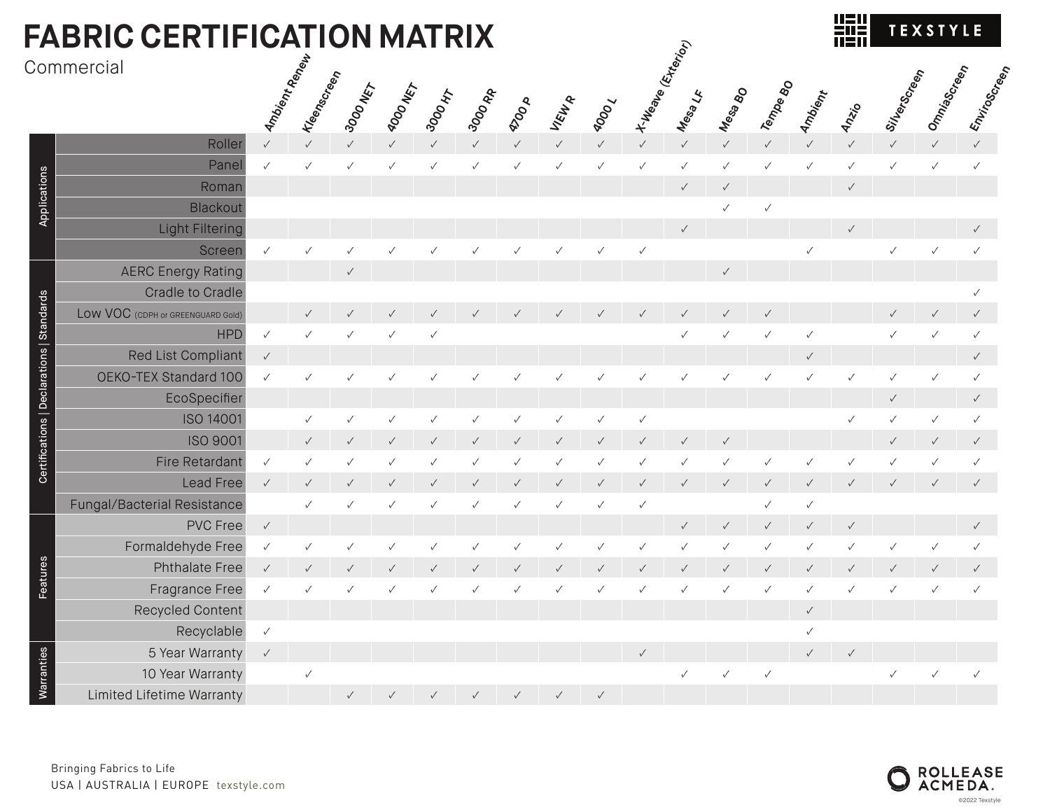# FABRIC CERTIFICATION MATRIX

Commercial

| Category | | Ambient Renew | Kleenscreen | 3000 NET | 4000 NET | 3000 HT | 3000 RR | 4700 P | VIEW R | 4000 L | X-Weave (Exterior) | Mesa LF | Mesa BO | Tempe BO | Ambient | Anzio | SilverScreen | OmniaScreen | EnviroScreen |
|---|---|---|---|---|---|---|---|---|---|---|---|---|---|---|---|---|---|---|---|
| Applications | Roller | ✓ | ✓ | ✓ | ✓ | ✓ | ✓ | ✓ | ✓ | ✓ | ✓ | ✓ | ✓ | ✓ | ✓ | ✓ | ✓ | ✓ | ✓ |
| | Panel | ✓ | ✓ | ✓ | ✓ | ✓ | ✓ | ✓ | ✓ | ✓ | ✓ | ✓ | ✓ | ✓ | ✓ | ✓ | ✓ | ✓ | ✓ |
| | Roman | | | | | | | | | | | ✓ | ✓ | | | ✓ | | | |
| | Blackout | | | | | | | | | | | | ✓ | ✓ | | | | | |
| | Light Filtering | | | | | | | | | | | ✓ | | | | ✓ | | | ✓ |
| | Screen | ✓ | ✓ | ✓ | ✓ | ✓ | ✓ | ✓ | ✓ | ✓ | ✓ | | | | ✓ | | ✓ | ✓ | ✓ |
| Certifications \| Declarations \| Standards | AERC Energy Rating | | | ✓ | | | | | | | | | ✓ | | | | | | |
| | Cradle to Cradle | | | | | | | | | | | | | | | | | | ✓ |
| | Low VOC (CDPH or GREENGUARD Gold) | | ✓ | ✓ | ✓ | ✓ | ✓ | ✓ | ✓ | ✓ | ✓ | ✓ | ✓ | ✓ | | | ✓ | ✓ | ✓ |
| | HPD | ✓ | ✓ | ✓ | ✓ | ✓ | | | | | | ✓ | ✓ | ✓ | ✓ | | ✓ | ✓ | ✓ |
| | Red List Compliant | ✓ | | | | | | | | | | | | | ✓ | | | | ✓ |
| | OEKO-TEX Standard 100 | ✓ | ✓ | ✓ | ✓ | ✓ | ✓ | ✓ | ✓ | ✓ | ✓ | ✓ | ✓ | ✓ | ✓ | ✓ | ✓ | ✓ | ✓ |
| | EcoSpecifier | | | | | | | | | | | | | | | | ✓ | | ✓ |
| | ISO 14001 | | ✓ | ✓ | ✓ | ✓ | ✓ | ✓ | ✓ | ✓ | ✓ | | | | | ✓ | ✓ | ✓ | ✓ |
| | ISO 9001 | | ✓ | ✓ | ✓ | ✓ | ✓ | ✓ | ✓ | ✓ | ✓ | ✓ | ✓ | | | | ✓ | ✓ | ✓ |
| | Fire Retardant | ✓ | ✓ | ✓ | ✓ | ✓ | ✓ | ✓ | ✓ | ✓ | ✓ | ✓ | ✓ | ✓ | ✓ | ✓ | ✓ | ✓ | ✓ |
| | Lead Free | ✓ | ✓ | ✓ | ✓ | ✓ | ✓ | ✓ | ✓ | ✓ | ✓ | ✓ | ✓ | ✓ | ✓ | ✓ | ✓ | ✓ | ✓ |
| | Fungal/Bacterial Resistance | | ✓ | ✓ | ✓ | ✓ | ✓ | ✓ | ✓ | ✓ | ✓ | | | ✓ | ✓ | | | | |
| Features | PVC Free | ✓ | | | | | | | | | | ✓ | ✓ | ✓ | ✓ | ✓ | | | ✓ |
| | Formaldehyde Free | ✓ | ✓ | ✓ | ✓ | ✓ | ✓ | ✓ | ✓ | ✓ | ✓ | ✓ | ✓ | ✓ | ✓ | ✓ | ✓ | ✓ | ✓ |
| | Phthalate Free | ✓ | ✓ | ✓ | ✓ | ✓ | ✓ | ✓ | ✓ | ✓ | ✓ | ✓ | ✓ | ✓ | ✓ | ✓ | ✓ | ✓ | ✓ |
| | Fragrance Free | ✓ | ✓ | ✓ | ✓ | ✓ | ✓ | ✓ | ✓ | ✓ | ✓ | ✓ | ✓ | ✓ | ✓ | ✓ | ✓ | ✓ | ✓ |
| | Recycled Content | | | | | | | | | | | | | | ✓ | | | | |
| | Recyclable | ✓ | | | | | | | | | | | | | ✓ | | | | |
| Warranties | 5 Year Warranty | ✓ | | | | | | | | | ✓ | | | | ✓ | ✓ | | | |
| | 10 Year Warranty | | ✓ | | | | | | | | | ✓ | ✓ | ✓ | | | ✓ | ✓ | ✓ |
| | Limited Lifetime Warranty | | | ✓ | ✓ | ✓ | ✓ | ✓ | ✓ | ✓ | | | | | | | | | |

Bringing Fabrics to Life

USA | AUSTRALIA | EUROPE texstyle.com

ROLLEASE ACMEDA.

©2022 Texstyle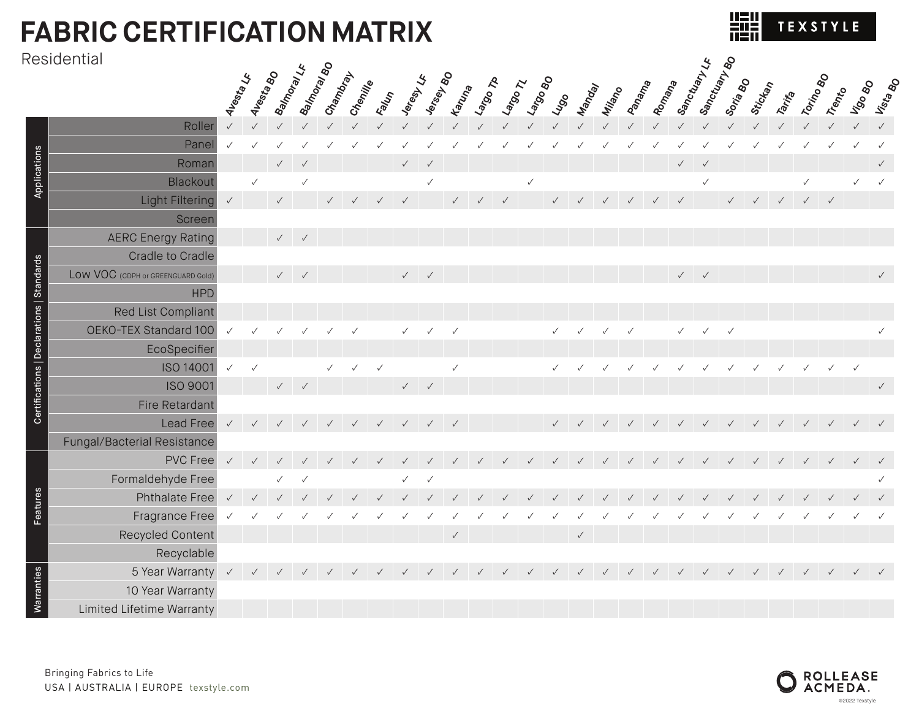# FABRIC CERTIFICATION MATRIX

Residential

TEXSTYLE

| Category | | Avesta LF | Avesta BO | Balmoral LF | Balmoral BO | Chambray | Chenille | Falun | Jeresy LF | Jersey BO | Karuna | Largo TP | Largo TL | Largo BO | Lugo | Mandal | Milano | Panama | Romana | Sanctuary LF | Sanctuary BO | Soria BO | Stickan | Tarifa | Torino BO | Trento | Vigo BO | Vista BO |
|---|---|---|---|---|---|---|---|---|---|---|---|---|---|---|---|---|---|---|---|---|---|---|---|---|---|---|---|---|
| Applications | Roller | ✓ | ✓ | ✓ | ✓ | ✓ | ✓ | ✓ | ✓ | ✓ | ✓ | ✓ | ✓ | ✓ | ✓ | ✓ | ✓ | ✓ | ✓ | ✓ | ✓ | ✓ | ✓ | ✓ | ✓ | ✓ | ✓ | ✓ |
| | Panel | ✓ | ✓ | ✓ | ✓ | ✓ | ✓ | ✓ | ✓ | ✓ | ✓ | ✓ | ✓ | ✓ | ✓ | ✓ | ✓ | ✓ | ✓ | ✓ | ✓ | ✓ | ✓ | ✓ | ✓ | ✓ | ✓ | ✓ |
| | Roman | | | ✓ | ✓ | | | | ✓ | ✓ | | | | | | | | | | ✓ | ✓ | | | | | | | ✓ |
| | Blackout | | ✓ | | ✓ | | | | | ✓ | | | | ✓ | | | | | | | ✓ | | | | ✓ | | ✓ | ✓ |
| | Light Filtering | ✓ | | ✓ | | ✓ | ✓ | ✓ | ✓ | | ✓ | ✓ | ✓ | | ✓ | ✓ | ✓ | ✓ | ✓ | ✓ | | ✓ | ✓ | ✓ | ✓ | ✓ | | |
| | Screen | | | | | | | | | | | | | | | | | | | | | | | | | | | |
| Certifications \| Declarations \| Standards | AERC Energy Rating | | | ✓ | ✓ | | | | | | | | | | | | | | | | | | | | | | | |
| | Cradle to Cradle | | | | | | | | | | | | | | | | | | | | | | | | | | | |
| | Low VOC (CDPH or GREENGUARD Gold) | | | ✓ | ✓ | | | | ✓ | ✓ | | | | | | | | | | ✓ | ✓ | | | | | | | ✓ |
| | HPD | | | | | | | | | | | | | | | | | | | | | | | | | | | |
| | Red List Compliant | | | | | | | | | | | | | | | | | | | | | | | | | | | |
| | OEKO-TEX Standard 100 | ✓ | ✓ | ✓ | ✓ | ✓ | ✓ | | ✓ | ✓ | ✓ | | | | ✓ | ✓ | ✓ | ✓ | | ✓ | ✓ | ✓ | | | | | | ✓ |
| | EcoSpecifier | | | | | | | | | | | | | | | | | | | | | | | | | | | |
| | ISO 14001 | ✓ | ✓ | | | ✓ | ✓ | ✓ | | | ✓ | | | | ✓ | ✓ | ✓ | ✓ | ✓ | ✓ | ✓ | ✓ | ✓ | ✓ | ✓ | ✓ | ✓ | |
| | ISO 9001 | | | ✓ | ✓ | | | | ✓ | ✓ | | | | | | | | | | | | | | | | | | ✓ |
| | Fire Retardant | | | | | | | | | | | | | | | | | | | | | | | | | | | |
| | Lead Free | ✓ | ✓ | ✓ | ✓ | ✓ | ✓ | ✓ | ✓ | ✓ | ✓ | | | | ✓ | ✓ | ✓ | ✓ | ✓ | ✓ | ✓ | ✓ | ✓ | ✓ | ✓ | ✓ | ✓ | ✓ |
| | Fungal/Bacterial Resistance | | | | | | | | | | | | | | | | | | | | | | | | | | | |
| Features | PVC Free | ✓ | ✓ | ✓ | ✓ | ✓ | ✓ | ✓ | ✓ | ✓ | ✓ | ✓ | ✓ | ✓ | ✓ | ✓ | ✓ | ✓ | ✓ | ✓ | ✓ | ✓ | ✓ | ✓ | ✓ | ✓ | ✓ | ✓ |
| | Formaldehyde Free | | | ✓ | ✓ | | | | ✓ | ✓ | | | | | | | | | | | | | | | | | | ✓ |
| | Phthalate Free | ✓ | ✓ | ✓ | ✓ | ✓ | ✓ | ✓ | ✓ | ✓ | ✓ | ✓ | ✓ | ✓ | ✓ | ✓ | ✓ | ✓ | ✓ | ✓ | ✓ | ✓ | ✓ | ✓ | ✓ | ✓ | ✓ | ✓ |
| | Fragrance Free | ✓ | ✓ | ✓ | ✓ | ✓ | ✓ | ✓ | ✓ | ✓ | ✓ | ✓ | ✓ | ✓ | ✓ | ✓ | ✓ | ✓ | ✓ | ✓ | ✓ | ✓ | ✓ | ✓ | ✓ | ✓ | ✓ | ✓ |
| | Recycled Content | | | | | | | | | | ✓ | | | | | ✓ | | | | | | | | | | | | |
| | Recyclable | | | | | | | | | | | | | | | | | | | | | | | | | | | |
| Warranties | 5 Year Warranty | ✓ | ✓ | ✓ | ✓ | ✓ | ✓ | ✓ | ✓ | ✓ | ✓ | ✓ | ✓ | ✓ | ✓ | ✓ | ✓ | ✓ | ✓ | ✓ | ✓ | ✓ | ✓ | ✓ | ✓ | ✓ | ✓ | ✓ |
| | 10 Year Warranty | | | | | | | | | | | | | | | | | | | | | | | | | | | |
| | Limited Lifetime Warranty | | | | | | | | | | | | | | | | | | | | | | | | | | | |

Bringing Fabrics to Life

USA | AUSTRALIA | EUROPE texstyle.com

ROLLEASE ACMEDA.

©2022 Texstyle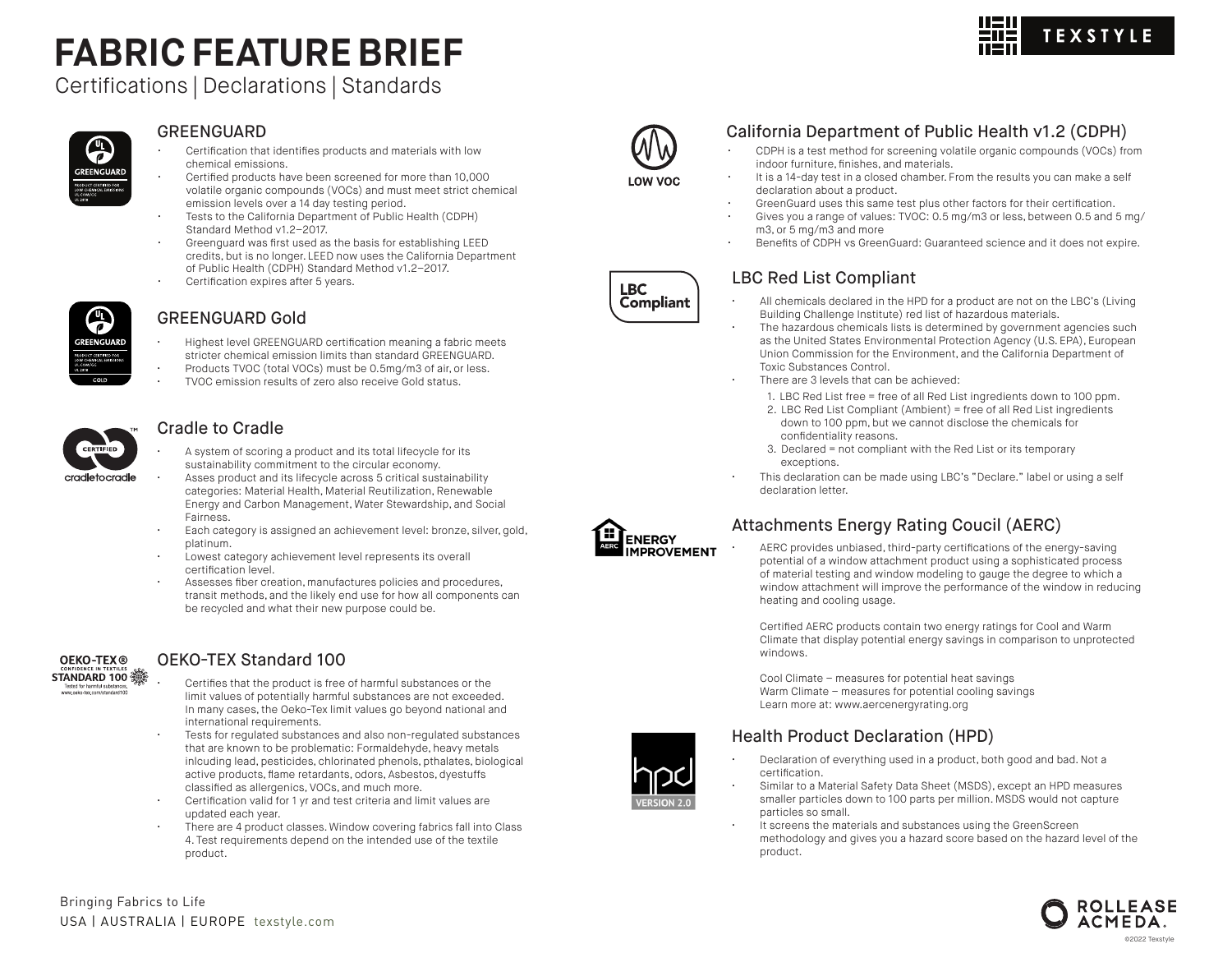# FABRIC FEATURE BRIEF

Certifications | Declarations | Standards

## GREENGUARD

- Certification that identifies products and materials with low chemical emissions.
- Certified products have been screened for more than 10,000 volatile organic compounds (VOCs) and must meet strict chemical emission levels over a 14 day testing period.
- Tests to the California Department of Public Health (CDPH) Standard Method v1.2–2017.
- Greenguard was first used as the basis for establishing LEED credits, but is no longer. LEED now uses the California Department of Public Health (CDPH) Standard Method v1.2–2017.
- Certification expires after 5 years.

## GREENGUARD Gold

- Highest level GREENGUARD certification meaning a fabric meets stricter chemical emission limits than standard GREENGUARD.
- Products TVOC (total VOCs) must be 0.5mg/m3 of air, or less.
- TVOC emission results of zero also receive Gold status.

## Cradle to Cradle

- A system of scoring a product and its total lifecycle for its sustainability commitment to the circular economy.
- Asses product and its lifecycle across 5 critical sustainability categories: Material Health, Material Reutilization, Renewable Energy and Carbon Management, Water Stewardship, and Social Fairness.
- Each category is assigned an achievement level: bronze, silver, gold, platinum.
- Lowest category achievement level represents its overall certification level.
- Assesses fiber creation, manufactures policies and procedures, transit methods, and the likely end use for how all components can be recycled and what their new purpose could be.

## OEKO-TEX Standard 100

- Certifies that the product is free of harmful substances or the limit values of potentially harmful substances are not exceeded. In many cases, the Oeko-Tex limit values go beyond national and international requirements.
- Tests for regulated substances and also non-regulated substances that are known to be problematic: Formaldehyde, heavy metals inlcuding lead, pesticides, chlorinated phenols, pthalates, biological active products, flame retardants, odors, Asbestos, dyestuffs classified as allergenics, VOCs, and much more.
- Certification valid for 1 yr and test criteria and limit values are updated each year.
- There are 4 product classes. Window covering fabrics fall into Class 4. Test requirements depend on the intended use of the textile product.

## California Department of Public Health v1.2 (CDPH)

- CDPH is a test method for screening volatile organic compounds (VOCs) from indoor furniture, finishes, and materials.
- It is a 14-day test in a closed chamber. From the results you can make a self declaration about a product.
- GreenGuard uses this same test plus other factors for their certification.
- Gives you a range of values: TVOC: 0.5 mg/m3 or less, between 0.5 and 5 mg/m3, or 5 mg/m3 and more
- Benefits of CDPH vs GreenGuard: Guaranteed science and it does not expire.

## LBC Red List Compliant

- All chemicals declared in the HPD for a product are not on the LBC's (Living Building Challenge Institute) red list of hazardous materials.
- The hazardous chemicals lists is determined by government agencies such as the United States Environmental Protection Agency (U.S. EPA), European Union Commission for the Environment, and the California Department of Toxic Substances Control.
- There are 3 levels that can be achieved:
  1. LBC Red List free = free of all Red List ingredients down to 100 ppm.
  2. LBC Red List Compliant (Ambient) = free of all Red List ingredients down to 100 ppm, but we cannot disclose the chemicals for confidentiality reasons.
  3. Declared = not compliant with the Red List or its temporary exceptions.
- This declaration can be made using LBC's "Declare." label or using a self declaration letter.

## Attachments Energy Rating Coucil (AERC)

- AERC provides unbiased, third-party certifications of the energy-saving potential of a window attachment product using a sophisticated process of material testing and window modeling to gauge the degree to which a window attachment will improve the performance of the window in reducing heating and cooling usage.

  Certified AERC products contain two energy ratings for Cool and Warm Climate that display potential energy savings in comparison to unprotected windows.

  Cool Climate – measures for potential heat savings
  Warm Climate – measures for potential cooling savings
  Learn more at: www.aercenergyrating.org

## Health Product Declaration (HPD)

- Declaration of everything used in a product, both good and bad. Not a certification.
- Similar to a Material Safety Data Sheet (MSDS), except an HPD measures smaller particles down to 100 parts per million. MSDS would not capture particles so small.
- It screens the materials and substances using the GreenScreen methodology and gives you a hazard score based on the hazard level of the product.

Bringing Fabrics to Life
USA | AUSTRALIA | EUROPE texstyle.com

©2022 Texstyle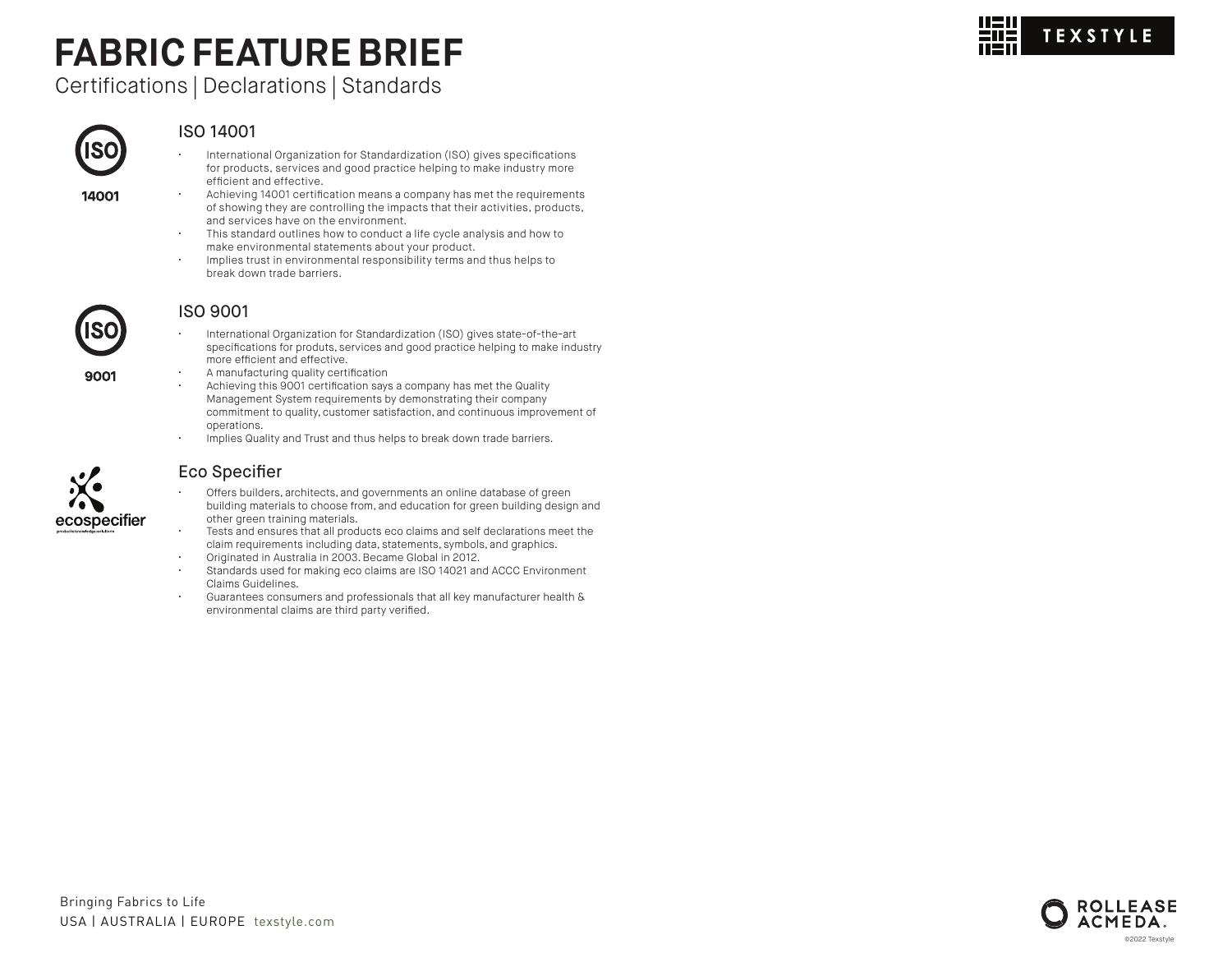# FABRIC FEATURE BRIEF

Certifications | Declarations | Standards

## ISO 14001

- International Organization for Standardization (ISO) gives specifications for products, services and good practice helping to make industry more efficient and effective.
- Achieving 14001 certification means a company has met the requirements of showing they are controlling the impacts that their activities, products, and services have on the environment.
- This standard outlines how to conduct a life cycle analysis and how to make environmental statements about your product.
- Implies trust in environmental responsibility terms and thus helps to break down trade barriers.

## ISO 9001

- International Organization for Standardization (ISO) gives state-of-the-art specifications for produts, services and good practice helping to make industry more efficient and effective.
- A manufacturing quality certification
- Achieving this 9001 certification says a company has met the Quality Management System requirements by demonstrating their company commitment to quality, customer satisfaction, and continuous improvement of operations.
- Implies Quality and Trust and thus helps to break down trade barriers.

## Eco Specifier

- Offers builders, architects, and governments an online database of green building materials to choose from, and education for green building design and other green training materials.
- Tests and ensures that all products eco claims and self declarations meet the claim requirements including data, statements, symbols, and graphics.
- Originated in Australia in 2003. Became Global in 2012.
- Standards used for making eco claims are ISO 14021 and ACCC Environment Claims Guidelines.
- Guarantees consumers and professionals that all key manufacturer health & environmental claims are third party verified.

Bringing Fabrics to Life

USA | AUSTRALIA | EUROPE texstyle.com

©2022 Texstyle